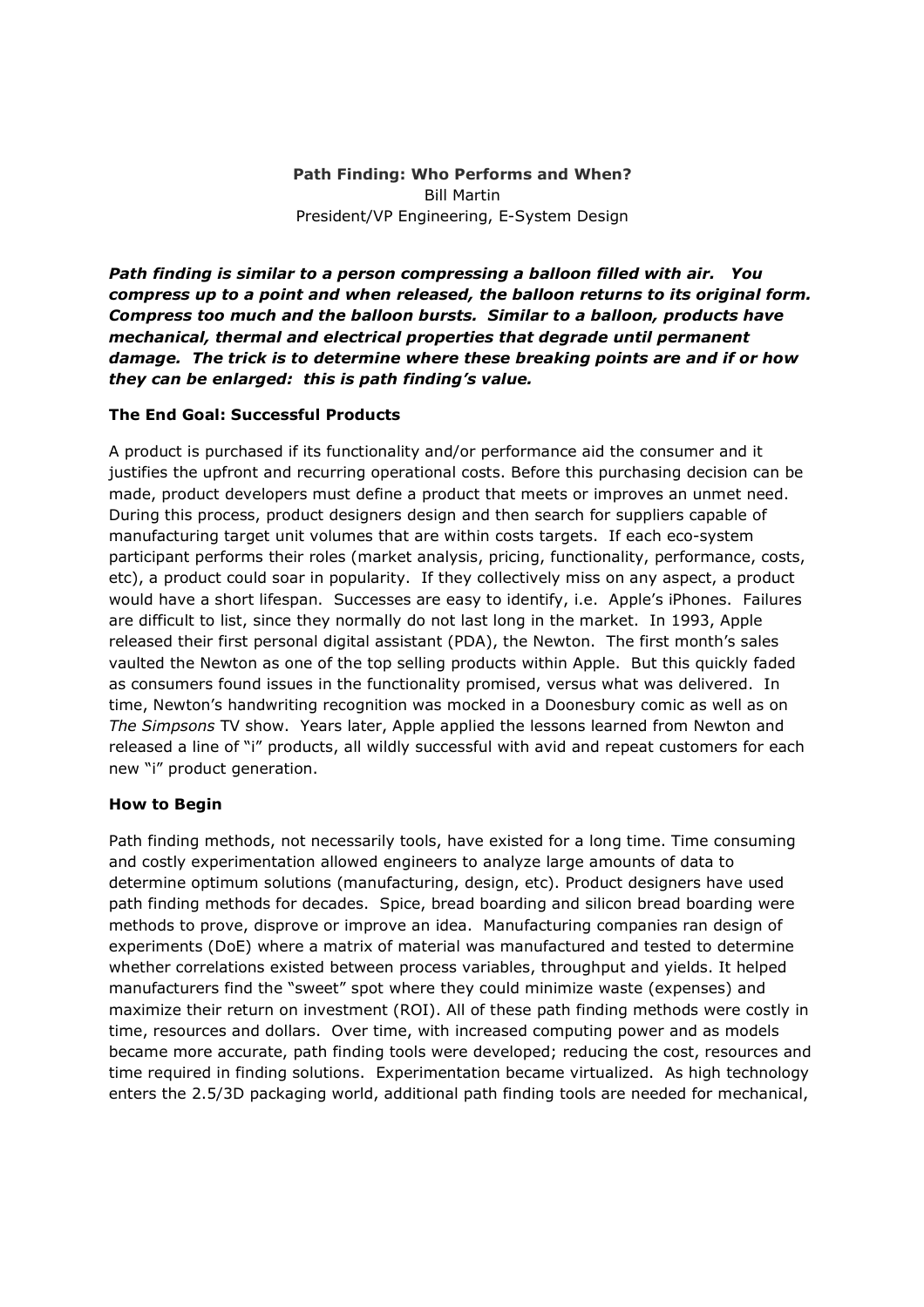# Path Finding: Who Performs and When?

Bill Martin
President/VP Engineering, E-System Design

***Path finding is similar to a person compressing a balloon filled with air. You compress up to a point and when released, the balloon returns to its original form. Compress too much and the balloon bursts. Similar to a balloon, products have mechanical, thermal and electrical properties that degrade until permanent damage. The trick is to determine where these breaking points are and if or how they can be enlarged: this is path finding's value.***

## The End Goal: Successful Products

A product is purchased if its functionality and/or performance aid the consumer and it justifies the upfront and recurring operational costs. Before this purchasing decision can be made, product developers must define a product that meets or improves an unmet need. During this process, product designers design and then search for suppliers capable of manufacturing target unit volumes that are within costs targets. If each eco-system participant performs their roles (market analysis, pricing, functionality, performance, costs, etc), a product could soar in popularity. If they collectively miss on any aspect, a product would have a short lifespan. Successes are easy to identify, i.e. Apple's iPhones. Failures are difficult to list, since they normally do not last long in the market. In 1993, Apple released their first personal digital assistant (PDA), the Newton. The first month's sales vaulted the Newton as one of the top selling products within Apple. But this quickly faded as consumers found issues in the functionality promised, versus what was delivered. In time, Newton's handwriting recognition was mocked in a Doonesbury comic as well as on *The Simpsons* TV show. Years later, Apple applied the lessons learned from Newton and released a line of "i" products, all wildly successful with avid and repeat customers for each new "i" product generation.

## How to Begin

Path finding methods, not necessarily tools, have existed for a long time. Time consuming and costly experimentation allowed engineers to analyze large amounts of data to determine optimum solutions (manufacturing, design, etc). Product designers have used path finding methods for decades. Spice, bread boarding and silicon bread boarding were methods to prove, disprove or improve an idea. Manufacturing companies ran design of experiments (DoE) where a matrix of material was manufactured and tested to determine whether correlations existed between process variables, throughput and yields. It helped manufacturers find the "sweet" spot where they could minimize waste (expenses) and maximize their return on investment (ROI). All of these path finding methods were costly in time, resources and dollars. Over time, with increased computing power and as models became more accurate, path finding tools were developed; reducing the cost, resources and time required in finding solutions. Experimentation became virtualized. As high technology enters the 2.5/3D packaging world, additional path finding tools are needed for mechanical,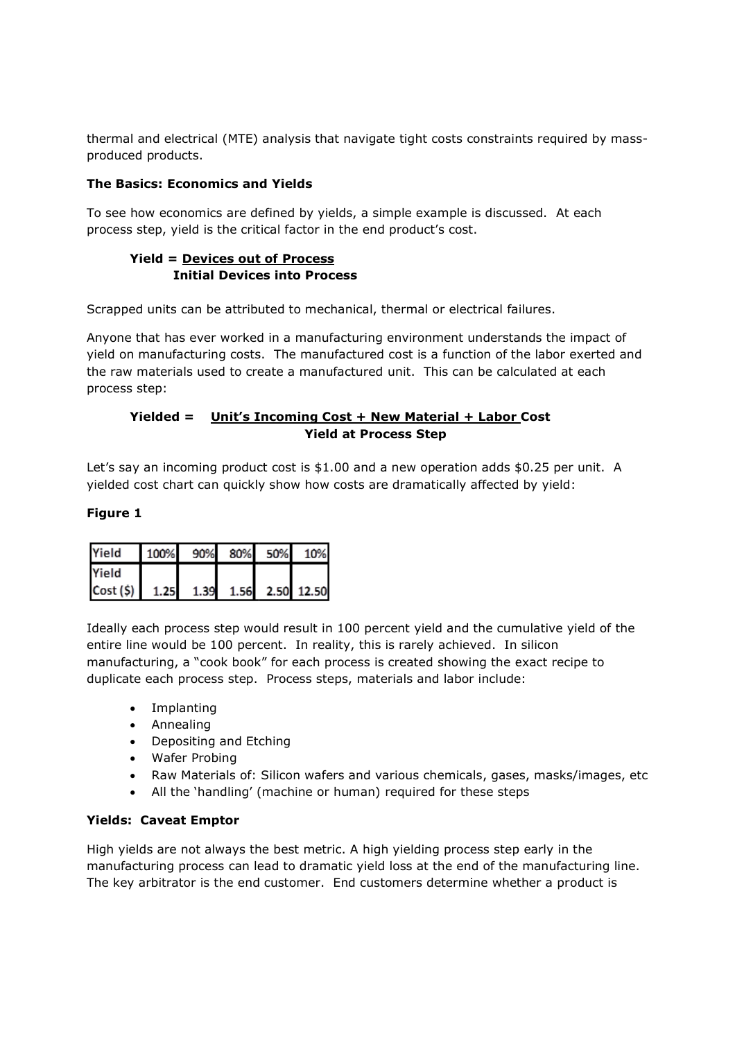thermal and electrical (MTE) analysis that navigate tight costs constraints required by mass-produced products.

**The Basics: Economics and Yields**

To see how economics are defined by yields, a simple example is discussed. At each process step, yield is the critical factor in the end product's cost.

$$\textbf{Yield} = \frac{\textbf{Devices out of Process}}{\textbf{Initial Devices into Process}}$$

Scrapped units can be attributed to mechanical, thermal or electrical failures.

Anyone that has ever worked in a manufacturing environment understands the impact of yield on manufacturing costs. The manufactured cost is a function of the labor exerted and the raw materials used to create a manufactured unit. This can be calculated at each process step:

$$\textbf{Yielded} = \frac{\textbf{Unit's Incoming Cost + New Material + Labor Cost}}{\textbf{Yield at Process Step}}$$

Let's say an incoming product cost is $1.00 and a new operation adds $0.25 per unit. A yielded cost chart can quickly show how costs are dramatically affected by yield:

**Figure 1**

| Yield | 100% | 90% | 80% | 50% | 10% |
|---|---|---|---|---|---|
| Yield Cost ($) | 1.25 | 1.39 | 1.56 | 2.50 | 12.50 |

Ideally each process step would result in 100 percent yield and the cumulative yield of the entire line would be 100 percent. In reality, this is rarely achieved. In silicon manufacturing, a "cook book" for each process is created showing the exact recipe to duplicate each process step. Process steps, materials and labor include:

- Implanting
- Annealing
- Depositing and Etching
- Wafer Probing
- Raw Materials of: Silicon wafers and various chemicals, gases, masks/images, etc
- All the 'handling' (machine or human) required for these steps

**Yields: Caveat Emptor**

High yields are not always the best metric. A high yielding process step early in the manufacturing process can lead to dramatic yield loss at the end of the manufacturing line. The key arbitrator is the end customer. End customers determine whether a product is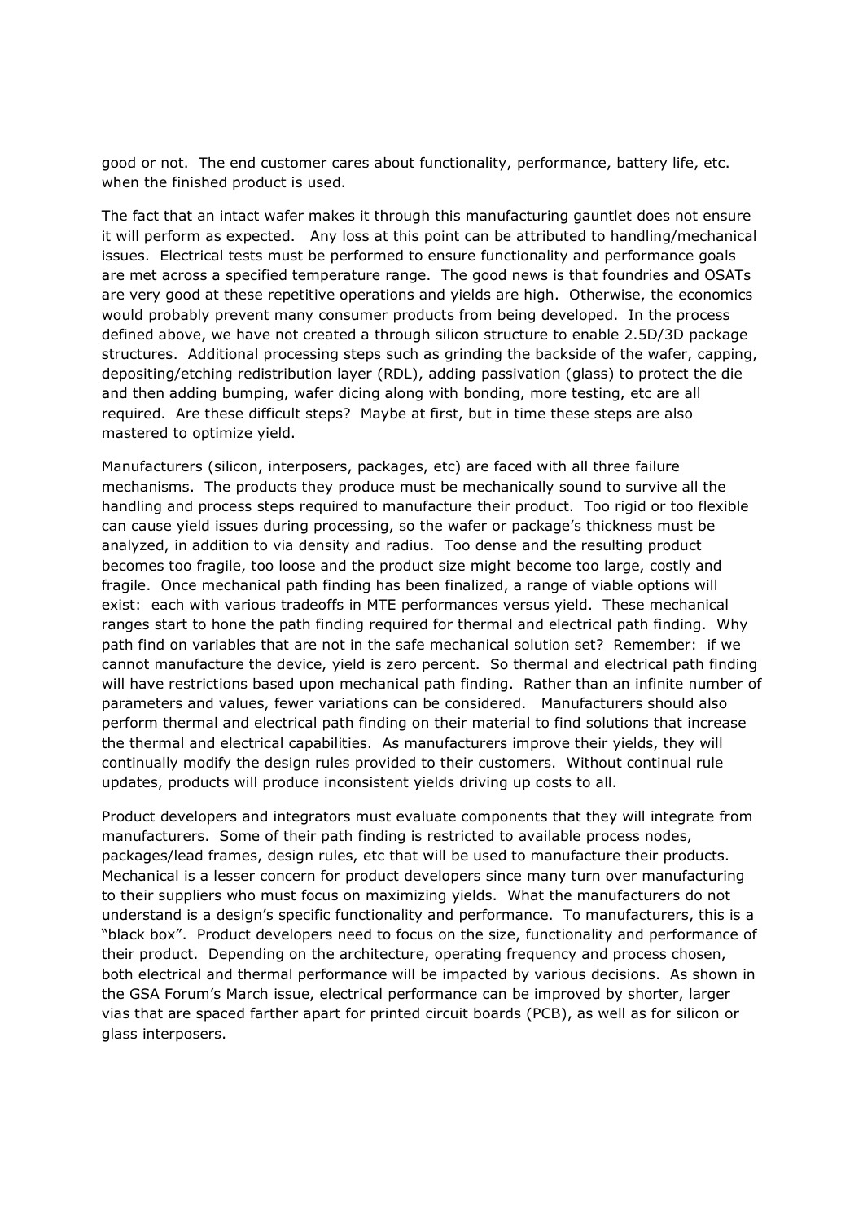good or not. The end customer cares about functionality, performance, battery life, etc. when the finished product is used.

The fact that an intact wafer makes it through this manufacturing gauntlet does not ensure it will perform as expected. Any loss at this point can be attributed to handling/mechanical issues. Electrical tests must be performed to ensure functionality and performance goals are met across a specified temperature range. The good news is that foundries and OSATs are very good at these repetitive operations and yields are high. Otherwise, the economics would probably prevent many consumer products from being developed. In the process defined above, we have not created a through silicon structure to enable 2.5D/3D package structures. Additional processing steps such as grinding the backside of the wafer, capping, depositing/etching redistribution layer (RDL), adding passivation (glass) to protect the die and then adding bumping, wafer dicing along with bonding, more testing, etc are all required. Are these difficult steps? Maybe at first, but in time these steps are also mastered to optimize yield.

Manufacturers (silicon, interposers, packages, etc) are faced with all three failure mechanisms. The products they produce must be mechanically sound to survive all the handling and process steps required to manufacture their product. Too rigid or too flexible can cause yield issues during processing, so the wafer or package's thickness must be analyzed, in addition to via density and radius. Too dense and the resulting product becomes too fragile, too loose and the product size might become too large, costly and fragile. Once mechanical path finding has been finalized, a range of viable options will exist: each with various tradeoffs in MTE performances versus yield. These mechanical ranges start to hone the path finding required for thermal and electrical path finding. Why path find on variables that are not in the safe mechanical solution set? Remember: if we cannot manufacture the device, yield is zero percent. So thermal and electrical path finding will have restrictions based upon mechanical path finding. Rather than an infinite number of parameters and values, fewer variations can be considered. Manufacturers should also perform thermal and electrical path finding on their material to find solutions that increase the thermal and electrical capabilities. As manufacturers improve their yields, they will continually modify the design rules provided to their customers. Without continual rule updates, products will produce inconsistent yields driving up costs to all.

Product developers and integrators must evaluate components that they will integrate from manufacturers. Some of their path finding is restricted to available process nodes, packages/lead frames, design rules, etc that will be used to manufacture their products. Mechanical is a lesser concern for product developers since many turn over manufacturing to their suppliers who must focus on maximizing yields. What the manufacturers do not understand is a design's specific functionality and performance. To manufacturers, this is a "black box". Product developers need to focus on the size, functionality and performance of their product. Depending on the architecture, operating frequency and process chosen, both electrical and thermal performance will be impacted by various decisions. As shown in the GSA Forum's March issue, electrical performance can be improved by shorter, larger vias that are spaced farther apart for printed circuit boards (PCB), as well as for silicon or glass interposers.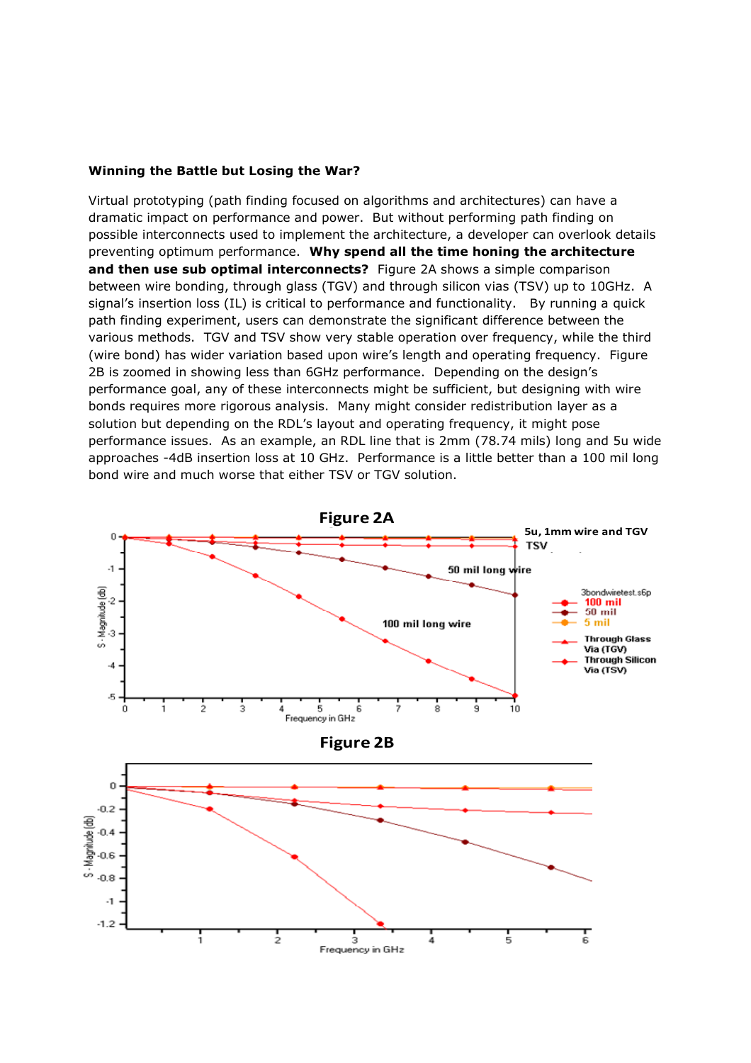**Winning the Battle but Losing the War?**

Virtual prototyping (path finding focused on algorithms and architectures) can have a dramatic impact on performance and power. But without performing path finding on possible interconnects used to implement the architecture, a developer can overlook details preventing optimum performance. **Why spend all the time honing the architecture and then use sub optimal interconnects?** Figure 2A shows a simple comparison between wire bonding, through glass (TGV) and through silicon vias (TSV) up to 10GHz. A signal's insertion loss (IL) is critical to performance and functionality. By running a quick path finding experiment, users can demonstrate the significant difference between the various methods. TGV and TSV show very stable operation over frequency, while the third (wire bond) has wider variation based upon wire's length and operating frequency. Figure 2B is zoomed in showing less than 6GHz performance. Depending on the design's performance goal, any of these interconnects might be sufficient, but designing with wire bonds requires more rigorous analysis. Many might consider redistribution layer as a solution but depending on the RDL's layout and operating frequency, it might pose performance issues. As an example, an RDL line that is 2mm (78.74 mils) long and 5u wide approaches -4dB insertion loss at 10 GHz. Performance is a little better than a 100 mil long bond wire and much worse that either TSV or TGV solution.

**Figure 2A**

**Figure 2B**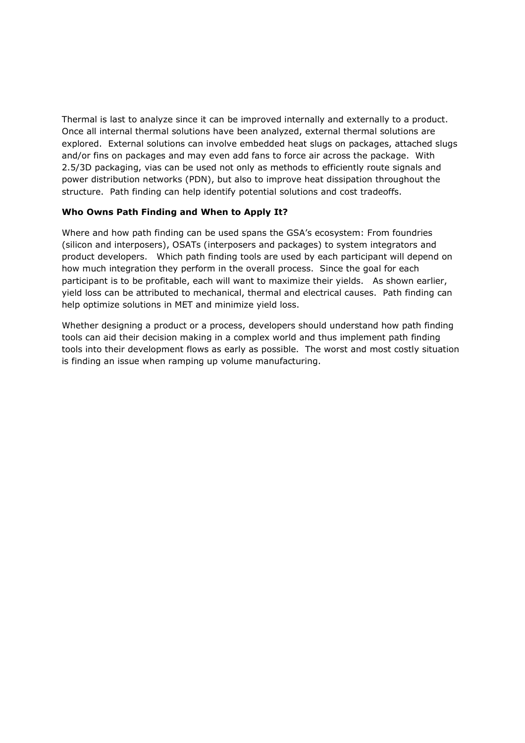Thermal is last to analyze since it can be improved internally and externally to a product. Once all internal thermal solutions have been analyzed, external thermal solutions are explored. External solutions can involve embedded heat slugs on packages, attached slugs and/or fins on packages and may even add fans to force air across the package. With 2.5/3D packaging, vias can be used not only as methods to efficiently route signals and power distribution networks (PDN), but also to improve heat dissipation throughout the structure. Path finding can help identify potential solutions and cost tradeoffs.

**Who Owns Path Finding and When to Apply It?**

Where and how path finding can be used spans the GSA's ecosystem: From foundries (silicon and interposers), OSATs (interposers and packages) to system integrators and product developers. Which path finding tools are used by each participant will depend on how much integration they perform in the overall process. Since the goal for each participant is to be profitable, each will want to maximize their yields. As shown earlier, yield loss can be attributed to mechanical, thermal and electrical causes. Path finding can help optimize solutions in MET and minimize yield loss.

Whether designing a product or a process, developers should understand how path finding tools can aid their decision making in a complex world and thus implement path finding tools into their development flows as early as possible. The worst and most costly situation is finding an issue when ramping up volume manufacturing.